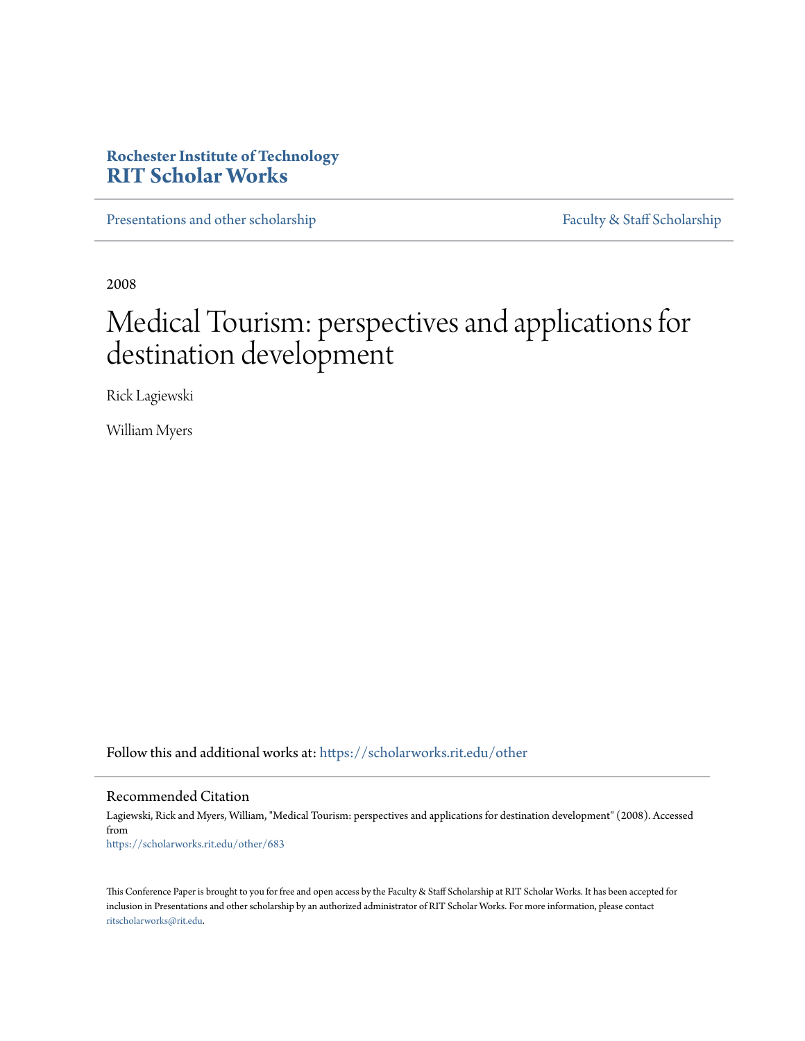Rochester Institute of Technology
**RIT Scholar Works**

Presentations and other scholarship | Faculty & Staff Scholarship

2008

# Medical Tourism: perspectives and applications for destination development

Rick Lagiewski

William Myers

Follow this and additional works at: https://scholarworks.rit.edu/other

## Recommended Citation

Lagiewski, Rick and Myers, William, "Medical Tourism: perspectives and applications for destination development" (2008). Accessed from
https://scholarworks.rit.edu/other/683

This Conference Paper is brought to you for free and open access by the Faculty & Staff Scholarship at RIT Scholar Works. It has been accepted for inclusion in Presentations and other scholarship by an authorized administrator of RIT Scholar Works. For more information, please contact ritscholarworks@rit.edu.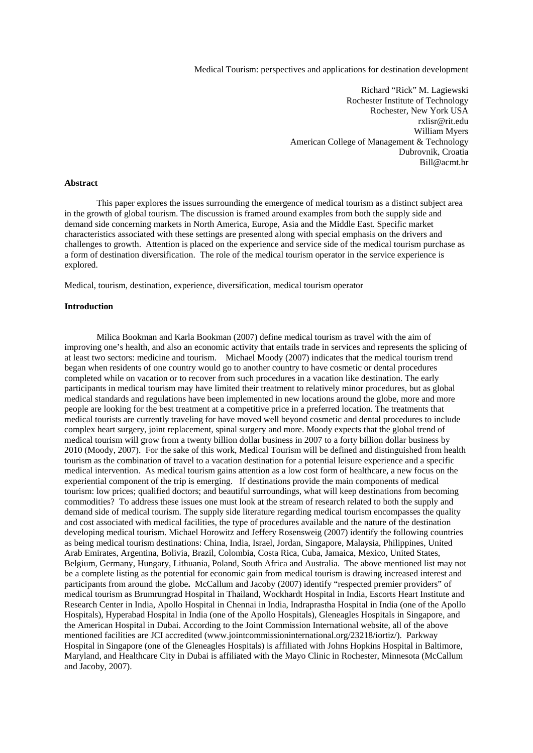Medical Tourism: perspectives and applications for destination development

Richard "Rick" M. Lagiewski
Rochester Institute of Technology
Rochester, New York USA
rxlisr@rit.edu
William Myers
American College of Management & Technology
Dubrovnik, Croatia
Bill@acmt.hr

**Abstract**

This paper explores the issues surrounding the emergence of medical tourism as a distinct subject area in the growth of global tourism. The discussion is framed around examples from both the supply side and demand side concerning markets in North America, Europe, Asia and the Middle East. Specific market characteristics associated with these settings are presented along with special emphasis on the drivers and challenges to growth. Attention is placed on the experience and service side of the medical tourism purchase as a form of destination diversification. The role of the medical tourism operator in the service experience is explored.

Medical, tourism, destination, experience, diversification, medical tourism operator

**Introduction**

Milica Bookman and Karla Bookman (2007) define medical tourism as travel with the aim of improving one's health, and also an economic activity that entails trade in services and represents the splicing of at least two sectors: medicine and tourism. Michael Moody (2007) indicates that the medical tourism trend began when residents of one country would go to another country to have cosmetic or dental procedures completed while on vacation or to recover from such procedures in a vacation like destination. The early participants in medical tourism may have limited their treatment to relatively minor procedures, but as global medical standards and regulations have been implemented in new locations around the globe, more and more people are looking for the best treatment at a competitive price in a preferred location. The treatments that medical tourists are currently traveling for have moved well beyond cosmetic and dental procedures to include complex heart surgery, joint replacement, spinal surgery and more. Moody expects that the global trend of medical tourism will grow from a twenty billion dollar business in 2007 to a forty billion dollar business by 2010 (Moody, 2007). For the sake of this work, Medical Tourism will be defined and distinguished from health tourism as the combination of travel to a vacation destination for a potential leisure experience and a specific medical intervention. As medical tourism gains attention as a low cost form of healthcare, a new focus on the experiential component of the trip is emerging. If destinations provide the main components of medical tourism: low prices; qualified doctors; and beautiful surroundings, what will keep destinations from becoming commodities? To address these issues one must look at the stream of research related to both the supply and demand side of medical tourism. The supply side literature regarding medical tourism encompasses the quality and cost associated with medical facilities, the type of procedures available and the nature of the destination developing medical tourism. Michael Horowitz and Jeffery Rosensweig (2007) identify the following countries as being medical tourism destinations: China, India, Israel, Jordan, Singapore, Malaysia, Philippines, United Arab Emirates, Argentina, Bolivia, Brazil, Colombia, Costa Rica, Cuba, Jamaica, Mexico, United States, Belgium, Germany, Hungary, Lithuania, Poland, South Africa and Australia. The above mentioned list may not be a complete listing as the potential for economic gain from medical tourism is drawing increased interest and participants from around the globe**.** McCallum and Jacoby (2007) identify "respected premier providers" of medical tourism as Brumrungrad Hospital in Thailand, Wockhardt Hospital in India, Escorts Heart Institute and Research Center in India, Apollo Hospital in Chennai in India, Indraprastha Hospital in India (one of the Apollo Hospitals), Hyperabad Hospital in India (one of the Apollo Hospitals), Gleneagles Hospitals in Singapore, and the American Hospital in Dubai. According to the Joint Commission International website, all of the above mentioned facilities are JCI accredited (www.jointcommissioninternational.org/23218/iortiz/). Parkway Hospital in Singapore (one of the Gleneagles Hospitals) is affiliated with Johns Hopkins Hospital in Baltimore, Maryland, and Healthcare City in Dubai is affiliated with the Mayo Clinic in Rochester, Minnesota (McCallum and Jacoby, 2007).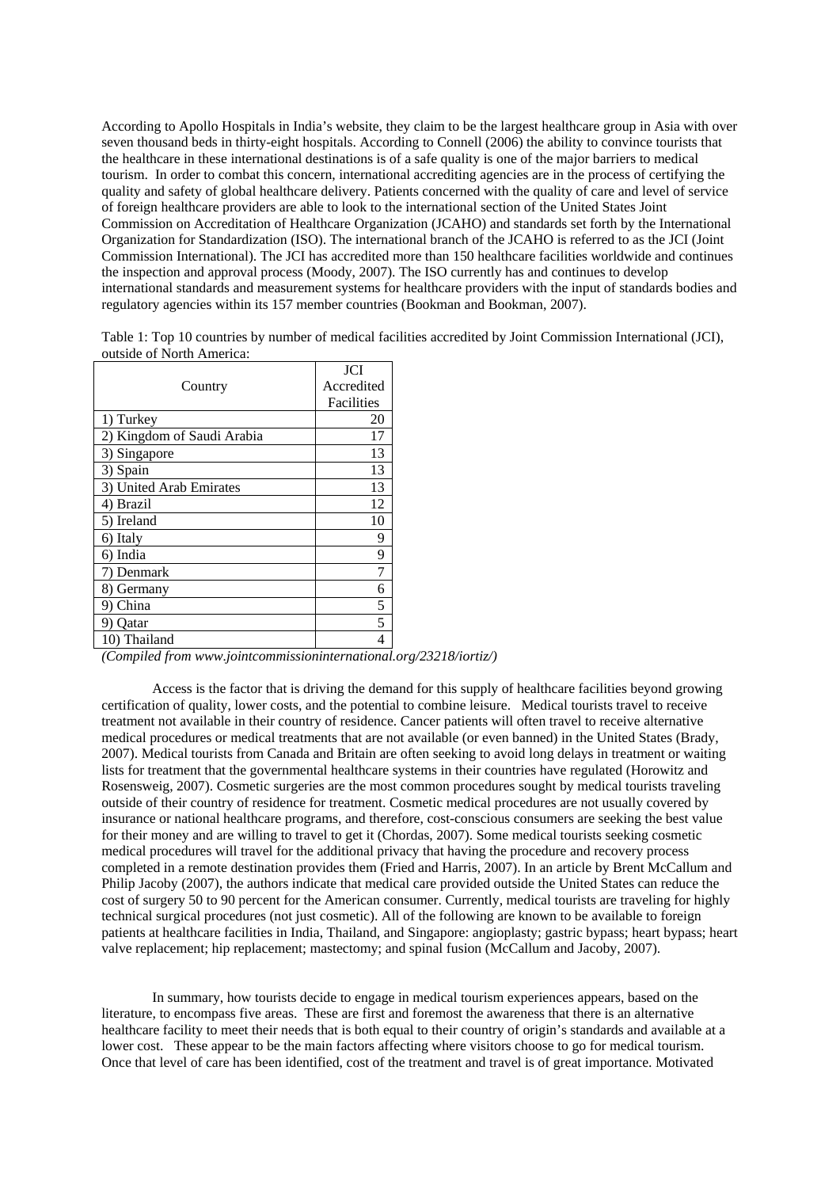According to Apollo Hospitals in India's website, they claim to be the largest healthcare group in Asia with over seven thousand beds in thirty-eight hospitals. According to Connell (2006) the ability to convince tourists that the healthcare in these international destinations is of a safe quality is one of the major barriers to medical tourism. In order to combat this concern, international accrediting agencies are in the process of certifying the quality and safety of global healthcare delivery. Patients concerned with the quality of care and level of service of foreign healthcare providers are able to look to the international section of the United States Joint Commission on Accreditation of Healthcare Organization (JCAHO) and standards set forth by the International Organization for Standardization (ISO). The international branch of the JCAHO is referred to as the JCI (Joint Commission International). The JCI has accredited more than 150 healthcare facilities worldwide and continues the inspection and approval process (Moody, 2007). The ISO currently has and continues to develop international standards and measurement systems for healthcare providers with the input of standards bodies and regulatory agencies within its 157 member countries (Bookman and Bookman, 2007).

Table 1: Top 10 countries by number of medical facilities accredited by Joint Commission International (JCI), outside of North America:

| Country | JCI Accredited Facilities |
|---|---|
| 1) Turkey | 20 |
| 2) Kingdom of Saudi Arabia | 17 |
| 3) Singapore | 13 |
| 3) Spain | 13 |
| 3) United Arab Emirates | 13 |
| 4) Brazil | 12 |
| 5) Ireland | 10 |
| 6) Italy | 9 |
| 6) India | 9 |
| 7) Denmark | 7 |
| 8) Germany | 6 |
| 9) China | 5 |
| 9) Qatar | 5 |
| 10) Thailand | 4 |

*(Compiled from www.jointcommissioninternational.org/23218/iortiz/)*

Access is the factor that is driving the demand for this supply of healthcare facilities beyond growing certification of quality, lower costs, and the potential to combine leisure. Medical tourists travel to receive treatment not available in their country of residence. Cancer patients will often travel to receive alternative medical procedures or medical treatments that are not available (or even banned) in the United States (Brady, 2007). Medical tourists from Canada and Britain are often seeking to avoid long delays in treatment or waiting lists for treatment that the governmental healthcare systems in their countries have regulated (Horowitz and Rosensweig, 2007). Cosmetic surgeries are the most common procedures sought by medical tourists traveling outside of their country of residence for treatment. Cosmetic medical procedures are not usually covered by insurance or national healthcare programs, and therefore, cost-conscious consumers are seeking the best value for their money and are willing to travel to get it (Chordas, 2007). Some medical tourists seeking cosmetic medical procedures will travel for the additional privacy that having the procedure and recovery process completed in a remote destination provides them (Fried and Harris, 2007). In an article by Brent McCallum and Philip Jacoby (2007), the authors indicate that medical care provided outside the United States can reduce the cost of surgery 50 to 90 percent for the American consumer. Currently, medical tourists are traveling for highly technical surgical procedures (not just cosmetic). All of the following are known to be available to foreign patients at healthcare facilities in India, Thailand, and Singapore: angioplasty; gastric bypass; heart bypass; heart valve replacement; hip replacement; mastectomy; and spinal fusion (McCallum and Jacoby, 2007).

In summary, how tourists decide to engage in medical tourism experiences appears, based on the literature, to encompass five areas. These are first and foremost the awareness that there is an alternative healthcare facility to meet their needs that is both equal to their country of origin's standards and available at a lower cost. These appear to be the main factors affecting where visitors choose to go for medical tourism. Once that level of care has been identified, cost of the treatment and travel is of great importance. Motivated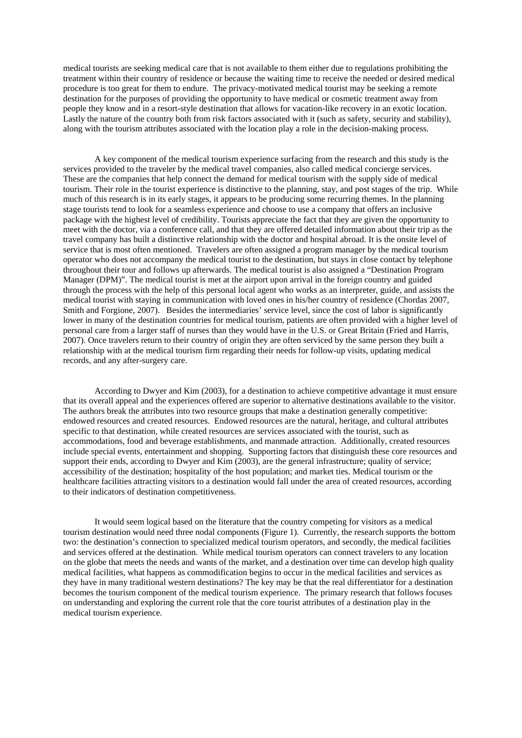medical tourists are seeking medical care that is not available to them either due to regulations prohibiting the treatment within their country of residence or because the waiting time to receive the needed or desired medical procedure is too great for them to endure. The privacy-motivated medical tourist may be seeking a remote destination for the purposes of providing the opportunity to have medical or cosmetic treatment away from people they know and in a resort-style destination that allows for vacation-like recovery in an exotic location. Lastly the nature of the country both from risk factors associated with it (such as safety, security and stability), along with the tourism attributes associated with the location play a role in the decision-making process.

A key component of the medical tourism experience surfacing from the research and this study is the services provided to the traveler by the medical travel companies, also called medical concierge services. These are the companies that help connect the demand for medical tourism with the supply side of medical tourism. Their role in the tourist experience is distinctive to the planning, stay, and post stages of the trip. While much of this research is in its early stages, it appears to be producing some recurring themes. In the planning stage tourists tend to look for a seamless experience and choose to use a company that offers an inclusive package with the highest level of credibility. Tourists appreciate the fact that they are given the opportunity to meet with the doctor, via a conference call, and that they are offered detailed information about their trip as the travel company has built a distinctive relationship with the doctor and hospital abroad. It is the onsite level of service that is most often mentioned. Travelers are often assigned a program manager by the medical tourism operator who does not accompany the medical tourist to the destination, but stays in close contact by telephone throughout their tour and follows up afterwards. The medical tourist is also assigned a "Destination Program Manager (DPM)". The medical tourist is met at the airport upon arrival in the foreign country and guided through the process with the help of this personal local agent who works as an interpreter, guide, and assists the medical tourist with staying in communication with loved ones in his/her country of residence (Chordas 2007, Smith and Forgione, 2007). Besides the intermediaries' service level, since the cost of labor is significantly lower in many of the destination countries for medical tourism, patients are often provided with a higher level of personal care from a larger staff of nurses than they would have in the U.S. or Great Britain (Fried and Harris, 2007). Once travelers return to their country of origin they are often serviced by the same person they built a relationship with at the medical tourism firm regarding their needs for follow-up visits, updating medical records, and any after-surgery care.

According to Dwyer and Kim (2003), for a destination to achieve competitive advantage it must ensure that its overall appeal and the experiences offered are superior to alternative destinations available to the visitor. The authors break the attributes into two resource groups that make a destination generally competitive: endowed resources and created resources. Endowed resources are the natural, heritage, and cultural attributes specific to that destination, while created resources are services associated with the tourist, such as accommodations, food and beverage establishments, and manmade attraction. Additionally, created resources include special events, entertainment and shopping. Supporting factors that distinguish these core resources and support their ends, according to Dwyer and Kim (2003), are the general infrastructure; quality of service; accessibility of the destination; hospitality of the host population; and market ties. Medical tourism or the healthcare facilities attracting visitors to a destination would fall under the area of created resources, according to their indicators of destination competitiveness.

It would seem logical based on the literature that the country competing for visitors as a medical tourism destination would need three nodal components (Figure 1). Currently, the research supports the bottom two: the destination's connection to specialized medical tourism operators, and secondly, the medical facilities and services offered at the destination. While medical tourism operators can connect travelers to any location on the globe that meets the needs and wants of the market, and a destination over time can develop high quality medical facilities, what happens as commodification begins to occur in the medical facilities and services as they have in many traditional western destinations? The key may be that the real differentiator for a destination becomes the tourism component of the medical tourism experience. The primary research that follows focuses on understanding and exploring the current role that the core tourist attributes of a destination play in the medical tourism experience.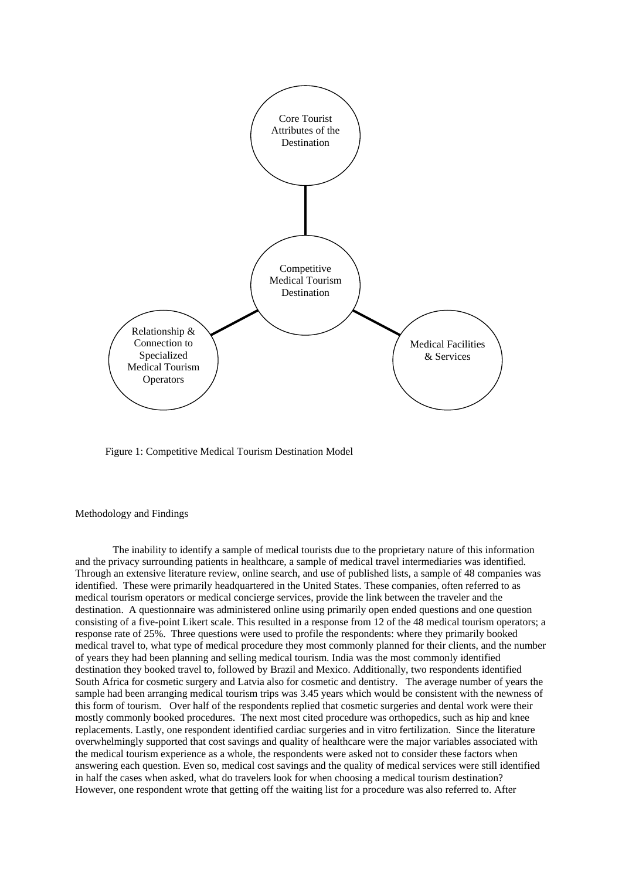Core Tourist Attributes of the Destination

Competitive Medical Tourism Destination

Relationship & Connection to Specialized Medical Tourism Operators

Medical Facilities & Services

Figure 1: Competitive Medical Tourism Destination Model

## Methodology and Findings

The inability to identify a sample of medical tourists due to the proprietary nature of this information and the privacy surrounding patients in healthcare, a sample of medical travel intermediaries was identified. Through an extensive literature review, online search, and use of published lists, a sample of 48 companies was identified. These were primarily headquartered in the United States. These companies, often referred to as medical tourism operators or medical concierge services, provide the link between the traveler and the destination. A questionnaire was administered online using primarily open ended questions and one question consisting of a five-point Likert scale. This resulted in a response from 12 of the 48 medical tourism operators; a response rate of 25%. Three questions were used to profile the respondents: where they primarily booked medical travel to, what type of medical procedure they most commonly planned for their clients, and the number of years they had been planning and selling medical tourism. India was the most commonly identified destination they booked travel to, followed by Brazil and Mexico. Additionally, two respondents identified South Africa for cosmetic surgery and Latvia also for cosmetic and dentistry. The average number of years the sample had been arranging medical tourism trips was 3.45 years which would be consistent with the newness of this form of tourism. Over half of the respondents replied that cosmetic surgeries and dental work were their mostly commonly booked procedures. The next most cited procedure was orthopedics, such as hip and knee replacements. Lastly, one respondent identified cardiac surgeries and in vitro fertilization. Since the literature overwhelmingly supported that cost savings and quality of healthcare were the major variables associated with the medical tourism experience as a whole, the respondents were asked not to consider these factors when answering each question. Even so, medical cost savings and the quality of medical services were still identified in half the cases when asked, what do travelers look for when choosing a medical tourism destination? However, one respondent wrote that getting off the waiting list for a procedure was also referred to. After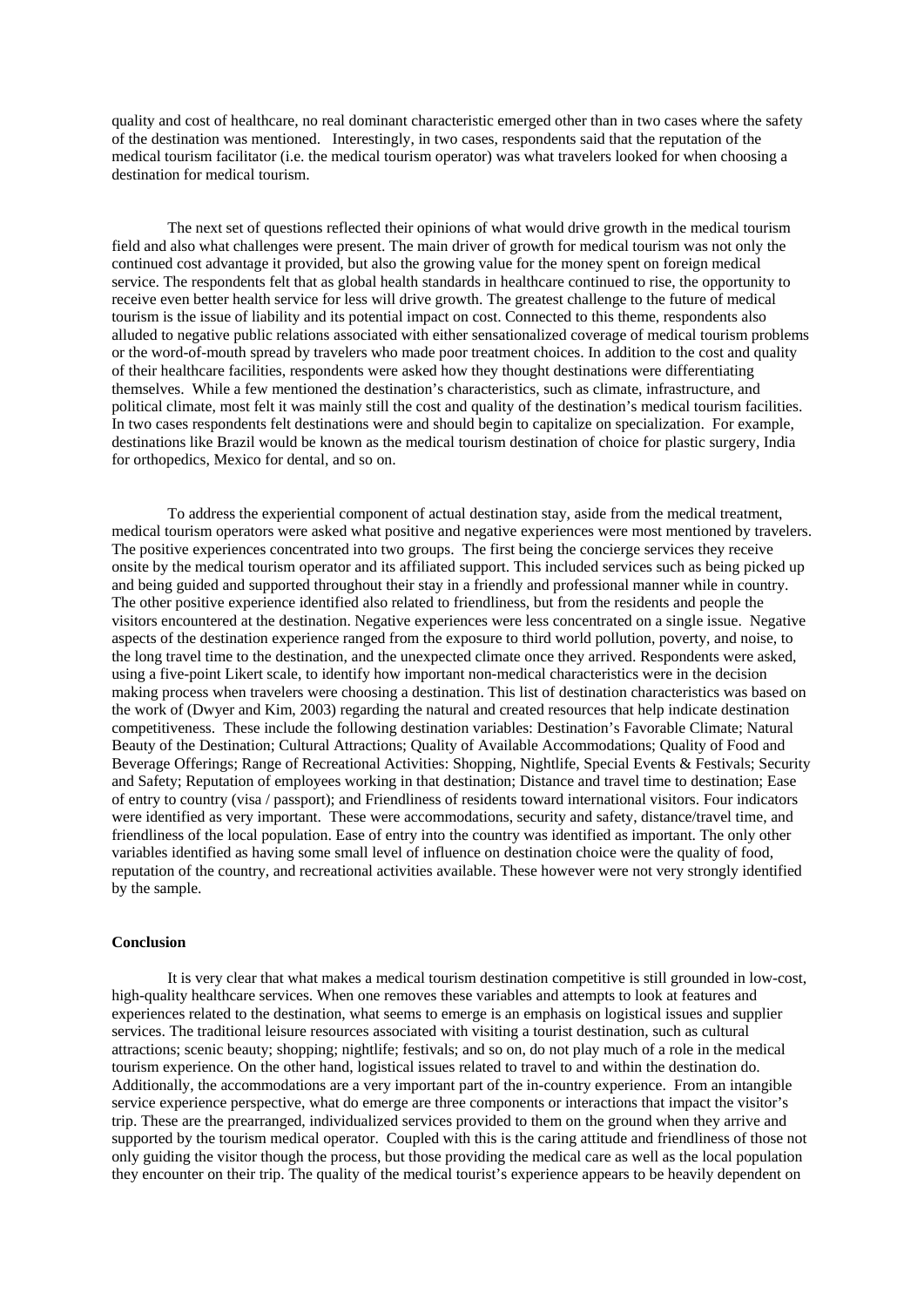quality and cost of healthcare, no real dominant characteristic emerged other than in two cases where the safety of the destination was mentioned. Interestingly, in two cases, respondents said that the reputation of the medical tourism facilitator (i.e. the medical tourism operator) was what travelers looked for when choosing a destination for medical tourism.

The next set of questions reflected their opinions of what would drive growth in the medical tourism field and also what challenges were present. The main driver of growth for medical tourism was not only the continued cost advantage it provided, but also the growing value for the money spent on foreign medical service. The respondents felt that as global health standards in healthcare continued to rise, the opportunity to receive even better health service for less will drive growth. The greatest challenge to the future of medical tourism is the issue of liability and its potential impact on cost. Connected to this theme, respondents also alluded to negative public relations associated with either sensationalized coverage of medical tourism problems or the word-of-mouth spread by travelers who made poor treatment choices. In addition to the cost and quality of their healthcare facilities, respondents were asked how they thought destinations were differentiating themselves. While a few mentioned the destination's characteristics, such as climate, infrastructure, and political climate, most felt it was mainly still the cost and quality of the destination's medical tourism facilities. In two cases respondents felt destinations were and should begin to capitalize on specialization. For example, destinations like Brazil would be known as the medical tourism destination of choice for plastic surgery, India for orthopedics, Mexico for dental, and so on.

To address the experiential component of actual destination stay, aside from the medical treatment, medical tourism operators were asked what positive and negative experiences were most mentioned by travelers. The positive experiences concentrated into two groups. The first being the concierge services they receive onsite by the medical tourism operator and its affiliated support. This included services such as being picked up and being guided and supported throughout their stay in a friendly and professional manner while in country. The other positive experience identified also related to friendliness, but from the residents and people the visitors encountered at the destination. Negative experiences were less concentrated on a single issue. Negative aspects of the destination experience ranged from the exposure to third world pollution, poverty, and noise, to the long travel time to the destination, and the unexpected climate once they arrived. Respondents were asked, using a five-point Likert scale, to identify how important non-medical characteristics were in the decision making process when travelers were choosing a destination. This list of destination characteristics was based on the work of (Dwyer and Kim, 2003) regarding the natural and created resources that help indicate destination competitiveness. These include the following destination variables: Destination's Favorable Climate; Natural Beauty of the Destination; Cultural Attractions; Quality of Available Accommodations; Quality of Food and Beverage Offerings; Range of Recreational Activities: Shopping, Nightlife, Special Events & Festivals; Security and Safety; Reputation of employees working in that destination; Distance and travel time to destination; Ease of entry to country (visa / passport); and Friendliness of residents toward international visitors. Four indicators were identified as very important. These were accommodations, security and safety, distance/travel time, and friendliness of the local population. Ease of entry into the country was identified as important. The only other variables identified as having some small level of influence on destination choice were the quality of food, reputation of the country, and recreational activities available. These however were not very strongly identified by the sample.

**Conclusion**

It is very clear that what makes a medical tourism destination competitive is still grounded in low-cost, high-quality healthcare services. When one removes these variables and attempts to look at features and experiences related to the destination, what seems to emerge is an emphasis on logistical issues and supplier services. The traditional leisure resources associated with visiting a tourist destination, such as cultural attractions; scenic beauty; shopping; nightlife; festivals; and so on, do not play much of a role in the medical tourism experience. On the other hand, logistical issues related to travel to and within the destination do. Additionally, the accommodations are a very important part of the in-country experience. From an intangible service experience perspective, what do emerge are three components or interactions that impact the visitor's trip. These are the prearranged, individualized services provided to them on the ground when they arrive and supported by the tourism medical operator. Coupled with this is the caring attitude and friendliness of those not only guiding the visitor though the process, but those providing the medical care as well as the local population they encounter on their trip. The quality of the medical tourist's experience appears to be heavily dependent on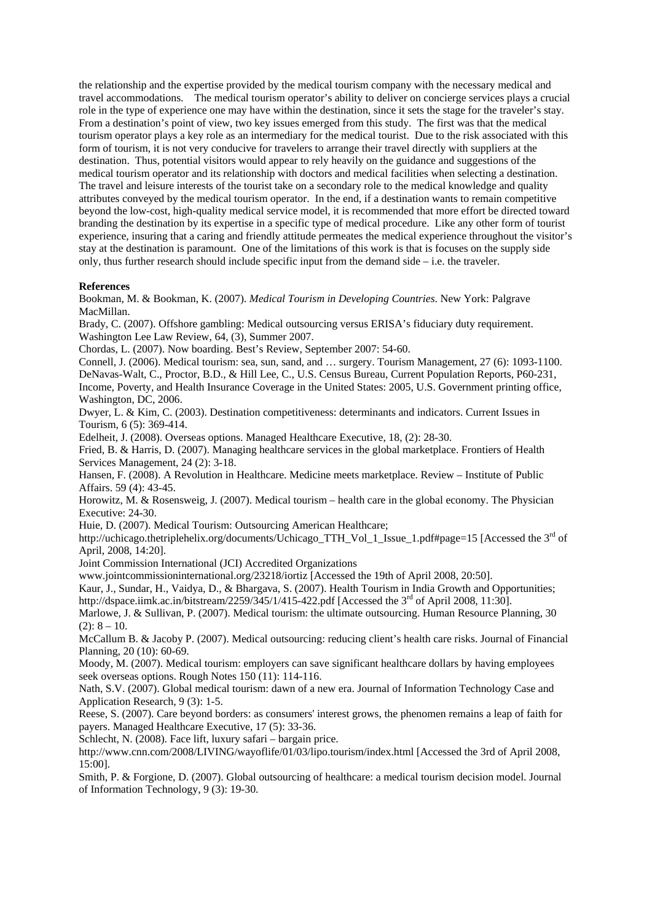the relationship and the expertise provided by the medical tourism company with the necessary medical and travel accommodations. The medical tourism operator's ability to deliver on concierge services plays a crucial role in the type of experience one may have within the destination, since it sets the stage for the traveler's stay. From a destination's point of view, two key issues emerged from this study. The first was that the medical tourism operator plays a key role as an intermediary for the medical tourist. Due to the risk associated with this form of tourism, it is not very conducive for travelers to arrange their travel directly with suppliers at the destination. Thus, potential visitors would appear to rely heavily on the guidance and suggestions of the medical tourism operator and its relationship with doctors and medical facilities when selecting a destination. The travel and leisure interests of the tourist take on a secondary role to the medical knowledge and quality attributes conveyed by the medical tourism operator. In the end, if a destination wants to remain competitive beyond the low-cost, high-quality medical service model, it is recommended that more effort be directed toward branding the destination by its expertise in a specific type of medical procedure. Like any other form of tourist experience, insuring that a caring and friendly attitude permeates the medical experience throughout the visitor's stay at the destination is paramount. One of the limitations of this work is that is focuses on the supply side only, thus further research should include specific input from the demand side – i.e. the traveler.

**References**

Bookman, M. & Bookman, K. (2007). *Medical Tourism in Developing Countries*. New York: Palgrave MacMillan.

Brady, C. (2007). Offshore gambling: Medical outsourcing versus ERISA's fiduciary duty requirement. Washington Lee Law Review, 64, (3), Summer 2007.

Chordas, L. (2007). Now boarding. Best's Review, September 2007: 54-60.

Connell, J. (2006). Medical tourism: sea, sun, sand, and … surgery. Tourism Management, 27 (6): 1093-1100.

DeNavas-Walt, C., Proctor, B.D., & Hill Lee, C., U.S. Census Bureau, Current Population Reports, P60-231, Income, Poverty, and Health Insurance Coverage in the United States: 2005, U.S. Government printing office, Washington, DC, 2006.

Dwyer, L. & Kim, C. (2003). Destination competitiveness: determinants and indicators. Current Issues in Tourism, 6 (5): 369-414.

Edelheit, J. (2008). Overseas options. Managed Healthcare Executive, 18, (2): 28-30.

Fried, B. & Harris, D. (2007). Managing healthcare services in the global marketplace. Frontiers of Health Services Management, 24 (2): 3-18.

Hansen, F. (2008). A Revolution in Healthcare. Medicine meets marketplace. Review – Institute of Public Affairs. 59 (4): 43-45.

Horowitz, M. & Rosensweig, J. (2007). Medical tourism – health care in the global economy. The Physician Executive: 24-30.

Huie, D. (2007). Medical Tourism: Outsourcing American Healthcare; http://uchicago.thetriplehelix.org/documents/Uchicago_TTH_Vol_1_Issue_1.pdf#page=15 [Accessed the 3rd of April, 2008, 14:20].

Joint Commission International (JCI) Accredited Organizations www.jointcommissioninternational.org/23218/iortiz [Accessed the 19th of April 2008, 20:50].

Kaur, J., Sundar, H., Vaidya, D., & Bhargava, S. (2007). Health Tourism in India Growth and Opportunities; http://dspace.iimk.ac.in/bitstream/2259/345/1/415-422.pdf [Accessed the 3rd of April 2008, 11:30].

Marlowe, J. & Sullivan, P. (2007). Medical tourism: the ultimate outsourcing. Human Resource Planning, 30 (2): 8 – 10.

McCallum B. & Jacoby P. (2007). Medical outsourcing: reducing client's health care risks. Journal of Financial Planning, 20 (10): 60-69.

Moody, M. (2007). Medical tourism: employers can save significant healthcare dollars by having employees seek overseas options. Rough Notes 150 (11): 114-116.

Nath, S.V. (2007). Global medical tourism: dawn of a new era. Journal of Information Technology Case and Application Research, 9 (3): 1-5.

Reese, S. (2007). Care beyond borders: as consumers' interest grows, the phenomen remains a leap of faith for payers. Managed Healthcare Executive, 17 (5): 33-36.

Schlecht, N. (2008). Face lift, luxury safari – bargain price. http://www.cnn.com/2008/LIVING/wayoflife/01/03/lipo.tourism/index.html [Accessed the 3rd of April 2008, 15:00].

Smith, P. & Forgione, D. (2007). Global outsourcing of healthcare: a medical tourism decision model. Journal of Information Technology, 9 (3): 19-30.